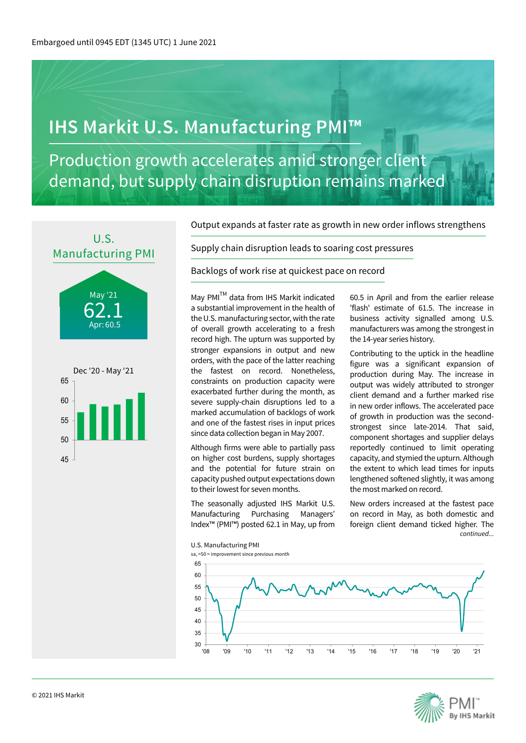Embargoed until 0945 EDT (1345 UTC) 1 June 2021

# IHS Markit U.S. Manufacturing PMI™

## Production growth accelerates amid stronger client demand, but supply chain disruption remains marked

**U.S. Manufacturing PMI**

May '21
62.1
Apr: 60.5

Dec '20 - May '21

### Output expands at faster rate as growth in new order inflows strengthens

### Supply chain disruption leads to soaring cost pressures

### Backlogs of work rise at quickest pace on record

May PMI™ data from IHS Markit indicated a substantial improvement in the health of the U.S. manufacturing sector, with the rate of overall growth accelerating to a fresh record high. The upturn was supported by stronger expansions in output and new orders, with the pace of the latter reaching the fastest on record. Nonetheless, constraints on production capacity were exacerbated further during the month, as severe supply-chain disruptions led to a marked accumulation of backlogs of work and one of the fastest rises in input prices since data collection began in May 2007.

Although firms were able to partially pass on higher cost burdens, supply shortages and the potential for future strain on capacity pushed output expectations down to their lowest for seven months.

The seasonally adjusted IHS Markit U.S. Manufacturing Purchasing Managers' Index™ (PMI™) posted 62.1 in May, up from 60.5 in April and from the earlier release 'flash' estimate of 61.5. The increase in business activity signalled among U.S. manufacturers was among the strongest in the 14-year series history.

Contributing to the uptick in the headline figure was a significant expansion of production during May. The increase in output was widely attributed to stronger client demand and a further marked rise in new order inflows. The accelerated pace of growth in production was the second-strongest since late-2014. That said, component shortages and supplier delays reportedly continued to limit operating capacity, and stymied the upturn. Although the extent to which lead times for inputs lengthened softened slightly, it was among the most marked on record.

New orders increased at the fastest pace on record in May, as both domestic and foreign client demand ticked higher. The

*continued...*

U.S. Manufacturing PMI
sa, >50 = improvement since previous month

© 2021 IHS Markit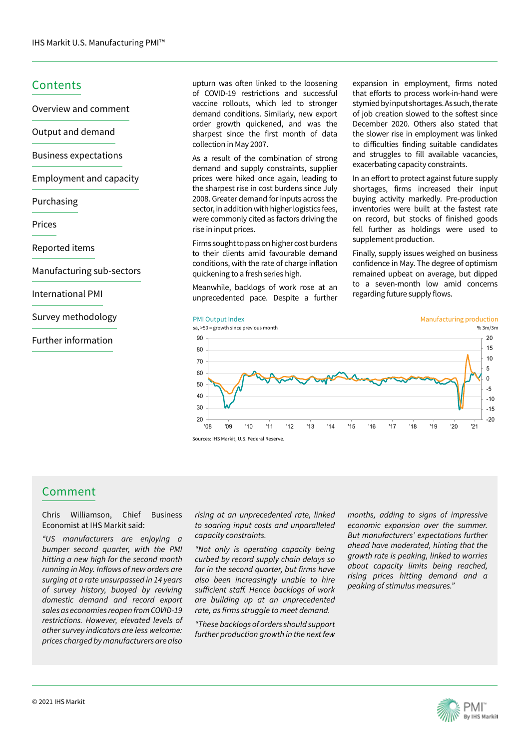## Contents

- Overview and comment
- Output and demand
- Business expectations
- Employment and capacity
- Purchasing
- Prices
- Reported items
- Manufacturing sub-sectors
- International PMI
- Survey methodology
- Further information

upturn was often linked to the loosening of COVID-19 restrictions and successful vaccine rollouts, which led to stronger demand conditions. Similarly, new export order growth quickened, and was the sharpest since the first month of data collection in May 2007.

As a result of the combination of strong demand and supply constraints, supplier prices were hiked once again, leading to the sharpest rise in cost burdens since July 2008. Greater demand for inputs across the sector, in addition with higher logistics fees, were commonly cited as factors driving the rise in input prices.

Firms sought to pass on higher cost burdens to their clients amid favourable demand conditions, with the rate of charge inflation quickening to a fresh series high.

Meanwhile, backlogs of work rose at an unprecedented pace. Despite a further expansion in employment, firms noted that efforts to process work-in-hand were stymied by input shortages. As such, the rate of job creation slowed to the softest since December 2020. Others also stated that the slower rise in employment was linked to difficulties finding suitable candidates and struggles to fill available vacancies, exacerbating capacity constraints.

In an effort to protect against future supply shortages, firms increased their input buying activity markedly. Pre-production inventories were built at the fastest rate on record, but stocks of finished goods fell further as holdings were used to supplement production.

Finally, supply issues weighed on business confidence in May. The degree of optimism remained upbeat on average, but dipped to a seven-month low amid concerns regarding future supply flows.

PMI Output Index
sa, >50 = growth since previous month

Manufacturing production
% 3m/3m

Sources: IHS Markit, U.S. Federal Reserve.

## Comment

Chris Williamson, Chief Business Economist at IHS Markit said:

*"US manufacturers are enjoying a bumper second quarter, with the PMI hitting a new high for the second month running in May. Inflows of new orders are surging at a rate unsurpassed in 14 years of survey history, buoyed by reviving domestic demand and record export sales as economies reopen from COVID-19 restrictions. However, elevated levels of other survey indicators are less welcome: prices charged by manufacturers are also rising at an unprecedented rate, linked to soaring input costs and unparalleled capacity constraints.*

*"Not only is operating capacity being curbed by record supply chain delays so far in the second quarter, but firms have also been increasingly unable to hire sufficient staff. Hence backlogs of work are building up at an unprecedented rate, as firms struggle to meet demand.*

*"These backlogs of orders should support further production growth in the next few months, adding to signs of impressive economic expansion over the summer. But manufacturers' expectations further ahead have moderated, hinting that the growth rate is peaking, linked to worries about capacity limits being reached, rising prices hitting demand and a peaking of stimulus measures."*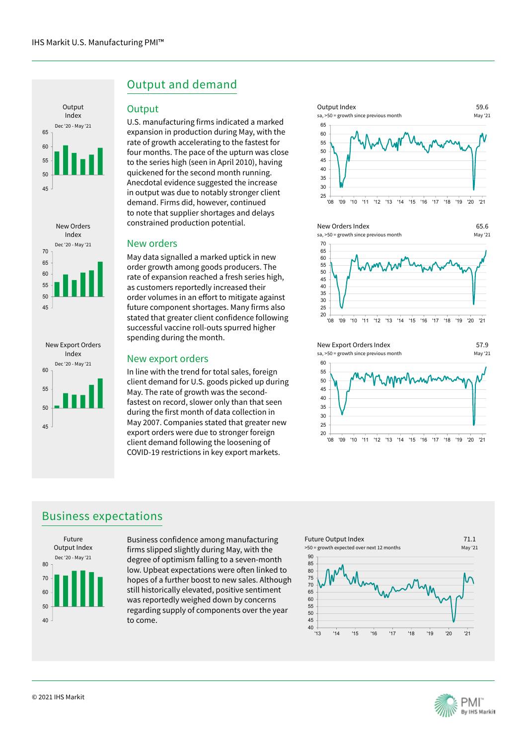## Output and demand

### Output

U.S. manufacturing firms indicated a marked expansion in production during May, with the rate of growth accelerating to the fastest for four months. The pace of the upturn was close to the series high (seen in April 2010), having quickened for the second month running. Anecdotal evidence suggested the increase in output was due to notably stronger client demand. Firms did, however, continued to note that supplier shortages and delays constrained production potential.

### New orders

May data signalled a marked uptick in new order growth among goods producers. The rate of expansion reached a fresh series high, as customers reportedly increased their order volumes in an effort to mitigate against future component shortages. Many firms also stated that greater client confidence following successful vaccine roll-outs spurred higher spending during the month.

### New export orders

In line with the trend for total sales, foreign client demand for U.S. goods picked up during May. The rate of growth was the second-fastest on record, slower only than that seen during the first month of data collection in May 2007. Companies stated that greater new export orders were due to stronger foreign client demand following the loosening of COVID-19 restrictions in key export markets.

Output Index — sa, >50 = growth since previous month — 59.6 May '21

New Orders Index — sa, >50 = growth since previous month — 65.6 May '21

New Export Orders Index — sa, >50 = growth since previous month — 57.9 May '21

## Business expectations

Business confidence among manufacturing firms slipped slightly during May, with the degree of optimism falling to a seven-month low. Upbeat expectations were often linked to hopes of a further boost to new sales. Although still historically elevated, positive sentiment was reportedly weighed down by concerns regarding supply of components over the year to come.

Future Output Index — >50 = growth expected over next 12 months — 71.1 May '21

© 2021 IHS Markit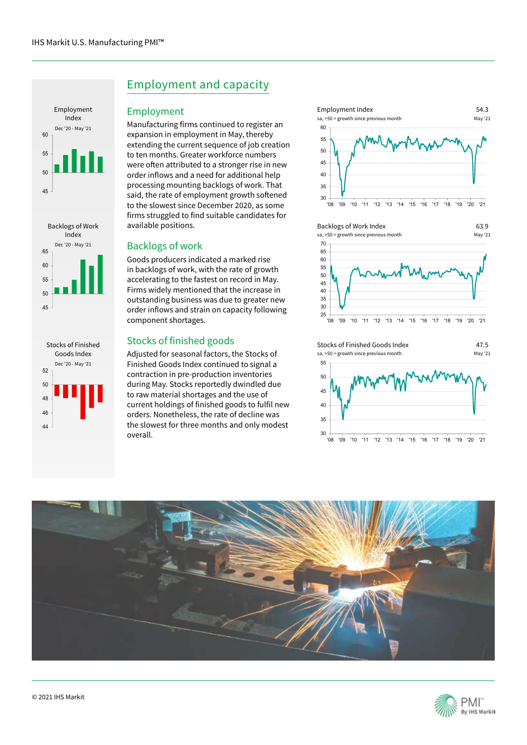## Employment and capacity

### Employment

Manufacturing firms continued to register an expansion in employment in May, thereby extending the current sequence of job creation to ten months. Greater workforce numbers were often attributed to a stronger rise in new order inflows and a need for additional help processing mounting backlogs of work. That said, the rate of employment growth softened to the slowest since December 2020, as some firms struggled to find suitable candidates for available positions.

### Backlogs of work

Goods producers indicated a marked rise in backlogs of work, with the rate of growth accelerating to the fastest on record in May. Firms widely mentioned that the increase in outstanding business was due to greater new order inflows and strain on capacity following component shortages.

### Stocks of finished goods

Adjusted for seasonal factors, the Stocks of Finished Goods Index continued to signal a contraction in pre-production inventories during May. Stocks reportedly dwindled due to raw material shortages and the use of current holdings of finished goods to fulfil new orders. Nonetheless, the rate of decline was the slowest for three months and only modest overall.

Employment Index
Dec '20 - May '21

Backlogs of Work Index
Dec '20 - May '21

Stocks of Finished Goods Index
Dec '20 - May '21

Employment Index — 54.3
sa, >50 = growth since previous month — May '21

Backlogs of Work Index — 63.9
sa, >50 = growth since previous month — May '21

Stocks of Finished Goods Index — 47.5
sa, >50 = growth since previous month — May '21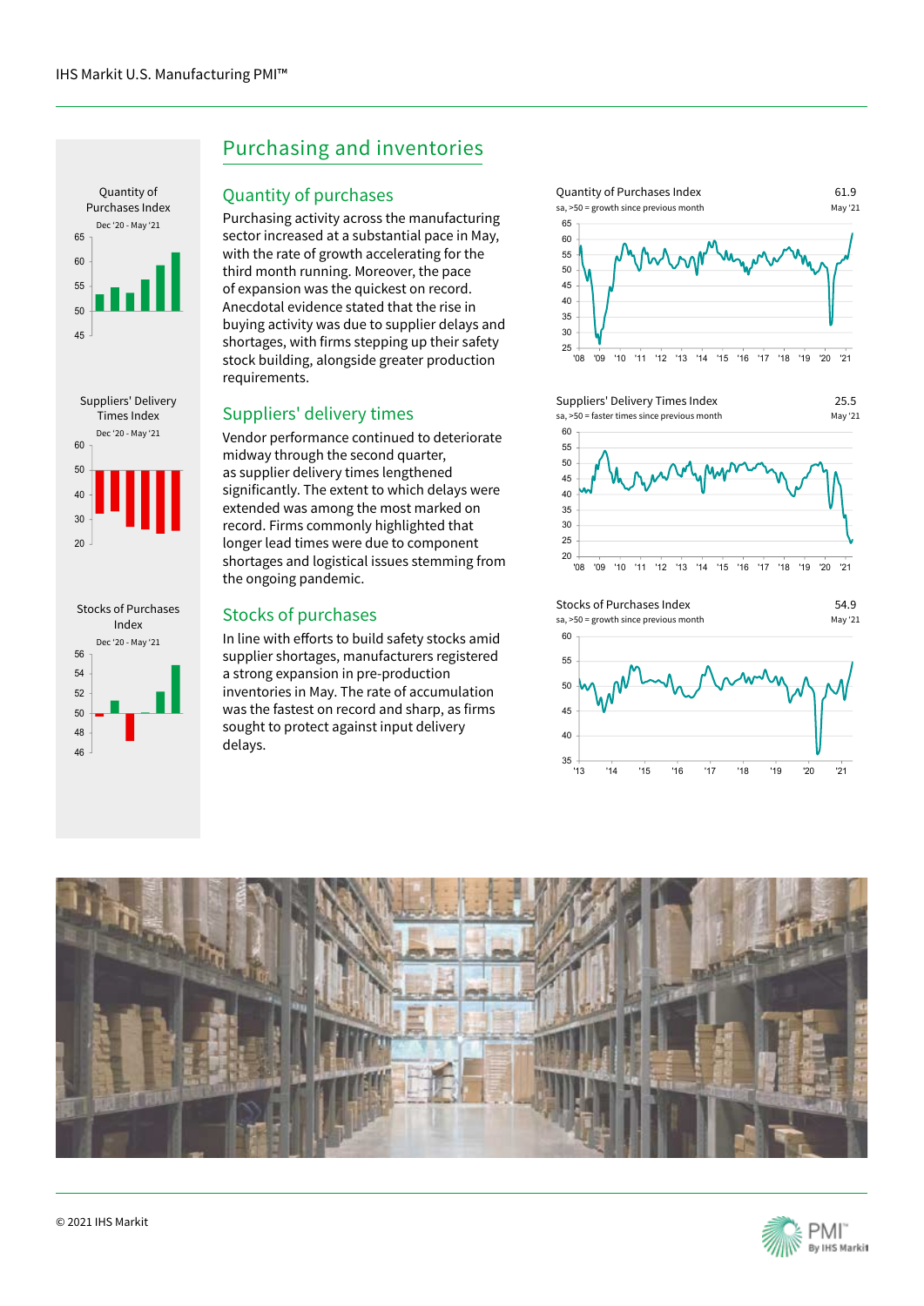## Purchasing and inventories

### Quantity of purchases

Purchasing activity across the manufacturing sector increased at a substantial pace in May, with the rate of growth accelerating for the third month running. Moreover, the pace of expansion was the quickest on record. Anecdotal evidence stated that the rise in buying activity was due to supplier delays and shortages, with firms stepping up their safety stock building, alongside greater production requirements.

### Suppliers' delivery times

Vendor performance continued to deteriorate midway through the second quarter, as supplier delivery times lengthened significantly. The extent to which delays were extended was among the most marked on record. Firms commonly highlighted that longer lead times were due to component shortages and logistical issues stemming from the ongoing pandemic.

### Stocks of purchases

In line with efforts to build safety stocks amid supplier shortages, manufacturers registered a strong expansion in pre-production inventories in May. The rate of accumulation was the fastest on record and sharp, as firms sought to protect against input delivery delays.

Quantity of Purchases Index
Dec '20 - May '21

Suppliers' Delivery Times Index
Dec '20 - May '21

Stocks of Purchases Index
Dec '20 - May '21

Quantity of Purchases Index — 61.9 (May '21)
sa, >50 = growth since previous month

Suppliers' Delivery Times Index — 25.5 (May '21)
sa, >50 = faster times since previous month

Stocks of Purchases Index — 54.9 (May '21)
sa, >50 = growth since previous month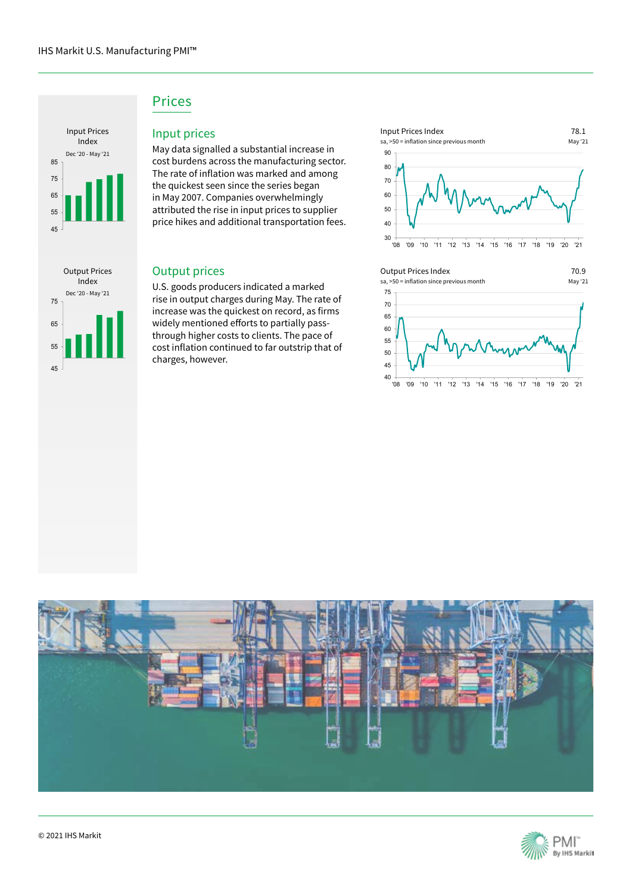## Prices

Input Prices Index

Dec '20 - May '21

### Input prices

May data signalled a substantial increase in cost burdens across the manufacturing sector. The rate of inflation was marked and among the quickest seen since the series began in May 2007. Companies overwhelmingly attributed the rise in input prices to supplier price hikes and additional transportation fees.

Input Prices Index 78.1

sa, >50 = inflation since previous month May '21

Output Prices Index

Dec '20 - May '21

### Output prices

U.S. goods producers indicated a marked rise in output charges during May. The rate of increase was the quickest on record, as firms widely mentioned efforts to partially pass-through higher costs to clients. The pace of cost inflation continued to far outstrip that of charges, however.

Output Prices Index 70.9

sa, >50 = inflation since previous month May '21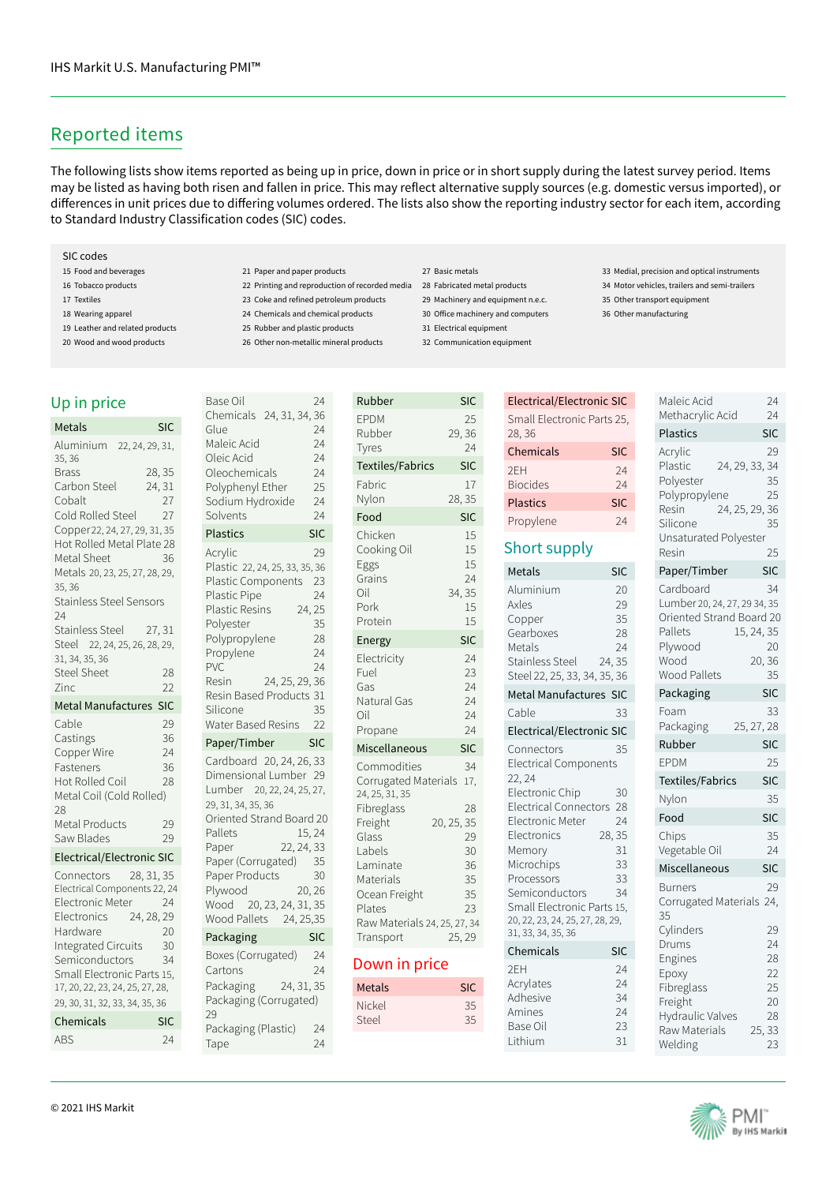## Reported items

The following lists show items reported as being up in price, down in price or in short supply during the latest survey period. Items may be listed as having both risen and fallen in price. This may reflect alternative supply sources (e.g. domestic versus imported), or differences in unit prices due to differing volumes ordered. The lists also show the reporting industry sector for each item, according to Standard Industry Classification codes (SIC) codes.

**SIC codes**

- 15 Food and beverages
- 16 Tobacco products
- 17 Textiles
- 18 Wearing apparel
- 19 Leather and related products
- 20 Wood and wood products
- 21 Paper and paper products
- 22 Printing and reproduction of recorded media
- 23 Coke and refined petroleum products
- 24 Chemicals and chemical products
- 25 Rubber and plastic products
- 26 Other non-metallic mineral products
- 27 Basic metals
- 28 Fabricated metal products
- 29 Machinery and equipment n.e.c.
- 30 Office machinery and computers
- 31 Electrical equipment
- 32 Communication equipment
- 33 Medial, precision and optical instruments
- 34 Motor vehicles, trailers and semi-trailers
- 35 Other transport equipment
- 36 Other manufacturing

### Up in price

| Metals | SIC |
|---|---|
| Aluminium | 22, 24, 29, 31, 35, 36 |
| Brass | 28, 35 |
| Carbon Steel | 24, 31 |
| Cobalt | 27 |
| Cold Rolled Steel | 27 |
| Copper | 22, 24, 27, 29, 31, 35 |
| Hot Rolled Metal Plate | 28 |
| Metal Sheet | 36 |
| Metals | 20, 23, 25, 27, 28, 29, 35, 36 |
| Stainless Steel Sensors | 24 |
| Stainless Steel | 27, 31 |
| Steel | 22, 24, 25, 26, 28, 29, 31, 34, 35, 36 |
| Steel Sheet | 28 |
| Zinc | 22 |

| Metal Manufactures | SIC |
|---|---|
| Cable | 29 |
| Castings | 36 |
| Copper Wire | 24 |
| Fasteners | 36 |
| Hot Rolled Coil | 28 |
| Metal Coil (Cold Rolled) | 28 |
| Metal Products | 29 |
| Saw Blades | 29 |

| Electrical/Electronic | SIC |
|---|---|
| Connectors | 28, 31, 35 |
| Electrical Components | 22, 24 |
| Electronic Meter | 24 |
| Electronics | 24, 28, 29 |
| Hardware | 20 |
| Integrated Circuits | 30 |
| Semiconductors | 34 |
| Small Electronic Parts | 15, 17, 20, 22, 23, 24, 25, 27, 28, 29, 30, 31, 32, 33, 34, 35, 36 |

| Chemicals | SIC |
|---|---|
| ABS | 24 |
| Base Oil | 24 |
| Chemicals | 24, 31, 34, 36 |
| Glue | 24 |
| Maleic Acid | 24 |
| Oleic Acid | 24 |
| Oleochemicals | 24 |
| Polyphenyl Ether | 25 |
| Sodium Hydroxide | 24 |
| Solvents | 24 |

| Plastics | SIC |
|---|---|
| Acrylic | 29 |
| Plastic | 22, 24, 25, 33, 35, 36 |
| Plastic Components | 23 |
| Plastic Pipe | 24 |
| Plastic Resins | 24, 25 |
| Polyester | 35 |
| Polypropylene | 28 |
| Propylene | 24 |
| PVC | 24 |
| Resin | 24, 25, 29, 36 |
| Resin Based Products | 31 |
| Silicone | 35 |
| Water Based Resins | 22 |

| Paper/Timber | SIC |
|---|---|
| Cardboard | 20, 24, 26, 33 |
| Dimensional Lumber | 29 |
| Lumber | 20, 22, 24, 25, 27, 29, 31, 34, 35, 36 |
| Oriented Strand Board | 20 |
| Pallets | 15, 24 |
| Paper | 22, 24, 33 |
| Paper (Corrugated) | 35 |
| Paper Products | 30 |
| Plywood | 20, 26 |
| Wood | 20, 23, 24, 31, 35 |
| Wood Pallets | 24, 25,35 |

| Packaging | SIC |
|---|---|
| Boxes (Corrugated) | 24 |
| Cartons | 24 |
| Packaging | 24, 31, 35 |
| Packaging (Corrugated) | 29 |
| Packaging (Plastic) | 24 |
| Tape | 24 |

| Rubber | SIC |
|---|---|
| EPDM | 25 |
| Rubber | 29, 36 |
| Tyres | 24 |

| Textiles/Fabrics | SIC |
|---|---|
| Fabric | 17 |
| Nylon | 28, 35 |

| Food | SIC |
|---|---|
| Chicken | 15 |
| Cooking Oil | 15 |
| Eggs | 15 |
| Grains | 24 |
| Oil | 34, 35 |
| Pork | 15 |
| Protein | 15 |

| Energy | SIC |
|---|---|
| Electricity | 24 |
| Fuel | 23 |
| Gas | 24 |
| Natural Gas | 24 |
| Oil | 24 |
| Propane | 24 |

| Miscellaneous | SIC |
|---|---|
| Commodities | 34 |
| Corrugated Materials | 17, 24, 25, 31, 35 |
| Fibreglass | 28 |
| Freight | 20, 25, 35 |
| Glass | 29 |
| Labels | 30 |
| Laminate | 36 |
| Materials | 35 |
| Ocean Freight | 35 |
| Plates | 23 |
| Raw Materials | 24, 25, 27, 34 |
| Transport | 25, 29 |

### Down in price

| Metals | SIC |
|---|---|
| Nickel | 35 |
| Steel | 35 |

| Electrical/Electronic | SIC |
|---|---|
| Small Electronic Parts | 25, 28, 36 |

| Chemicals | SIC |
|---|---|
| 2EH | 24 |
| Biocides | 24 |

| Plastics | SIC |
|---|---|
| Propylene | 24 |

### Short supply

| Metals | SIC |
|---|---|
| Aluminium | 20 |
| Axles | 29 |
| Copper | 35 |
| Gearboxes | 28 |
| Metals | 24 |
| Stainless Steel | 24, 35 |
| Steel | 22, 25, 33, 34, 35, 36 |

| Metal Manufactures | SIC |
|---|---|
| Cable | 33 |

| Electrical/Electronic | SIC |
|---|---|
| Connectors | 35 |
| Electrical Components | 22, 24 |
| Electronic Chip | 30 |
| Electrical Connectors | 28 |
| Electronic Meter | 24 |
| Electronics | 28, 35 |
| Memory | 31 |
| Microchips | 33 |
| Processors | 33 |
| Semiconductors | 34 |
| Small Electronic Parts | 15, 20, 22, 23, 24, 25, 27, 28, 29, 31, 33, 34, 35, 36 |

| Chemicals | SIC |
|---|---|
| 2EH | 24 |
| Acrylates | 24 |
| Adhesive | 34 |
| Amines | 24 |
| Base Oil | 23 |
| Lithium | 31 |
| Maleic Acid | 24 |
| Methacrylic Acid | 24 |

| Plastics | SIC |
|---|---|
| Acrylic | 29 |
| Plastic | 24, 29, 33, 34 |
| Polyester | 35 |
| Polypropylene | 25 |
| Resin | 24, 25, 29, 36 |
| Silicone | 35 |
| Unsaturated Polyester Resin | 25 |

| Paper/Timber | SIC |
|---|---|
| Cardboard | 34 |
| Lumber | 20, 24, 27, 29 34, 35 |
| Oriented Strand Board | 20 |
| Pallets | 15, 24, 35 |
| Plywood | 20 |
| Wood | 20, 36 |
| Wood Pallets | 35 |

| Packaging | SIC |
|---|---|
| Foam | 33 |
| Packaging | 25, 27, 28 |

| Rubber | SIC |
|---|---|
| EPDM | 25 |

| Textiles/Fabrics | SIC |
|---|---|
| Nylon | 35 |

| Food | SIC |
|---|---|
| Chips | 35 |
| Vegetable Oil | 24 |

| Miscellaneous | SIC |
|---|---|
| Burners | 29 |
| Corrugated Materials | 24, 35 |
| Cylinders | 29 |
| Drums | 24 |
| Engines | 28 |
| Epoxy | 22 |
| Fibreglass | 25 |
| Freight | 20 |
| Hydraulic Valves | 28 |
| Raw Materials | 25, 33 |
| Welding | 23 |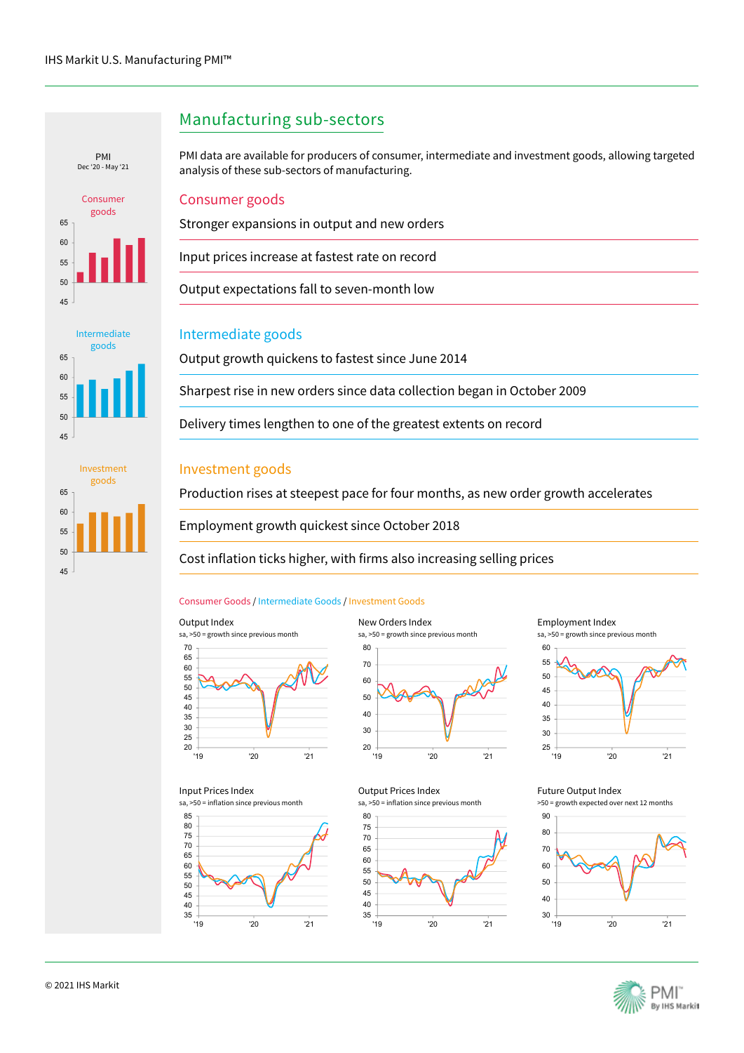## Manufacturing sub-sectors

PMI data are available for producers of consumer, intermediate and investment goods, allowing targeted analysis of these sub-sectors of manufacturing.

### Consumer goods

Stronger expansions in output and new orders

Input prices increase at fastest rate on record

Output expectations fall to seven-month low

### Intermediate goods

Output growth quickens to fastest since June 2014

Sharpest rise in new orders since data collection began in October 2009

Delivery times lengthen to one of the greatest extents on record

### Investment goods

Production rises at steepest pace for four months, as new order growth accelerates

Employment growth quickest since October 2018

Cost inflation ticks higher, with firms also increasing selling prices

PMI
Dec '20 - May '21

Consumer goods

Intermediate goods

Investment goods

Consumer Goods / Intermediate Goods / Investment Goods

Output Index
sa, >50 = growth since previous month

New Orders Index
sa, >50 = growth since previous month

Employment Index
sa, >50 = growth since previous month

Input Prices Index
sa, >50 = inflation since previous month

Output Prices Index
sa, >50 = inflation since previous month

Future Output Index
>50 = growth expected over next 12 months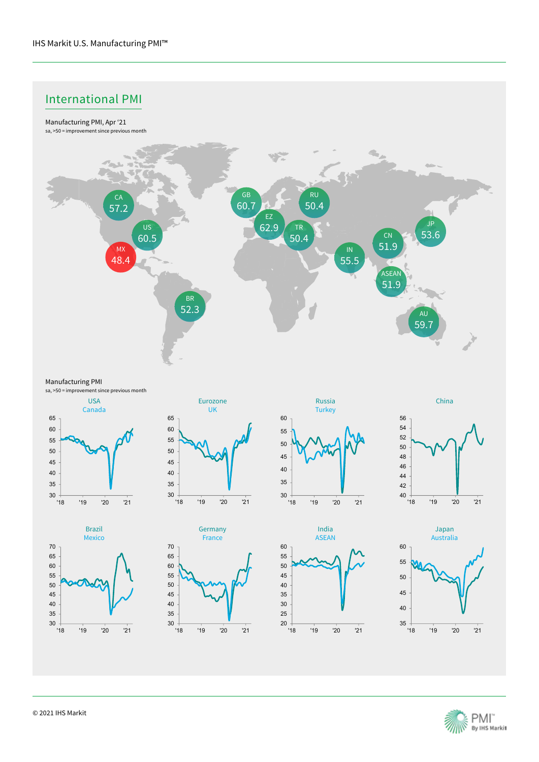## International PMI

Manufacturing PMI, Apr '21

sa, >50 = improvement since previous month

| Country | PMI |
|---|---|
| CA | 57.2 |
| US | 60.5 |
| MX | 48.4 |
| BR | 52.3 |
| GB | 60.7 |
| EZ | 62.9 |
| RU | 50.4 |
| TR | 50.4 |
| IN | 55.5 |
| CN | 51.9 |
| JP | 53.6 |
| ASEAN | 51.9 |
| AU | 59.7 |

Manufacturing PMI

sa, >50 = improvement since previous month

USA / Canada

Eurozone / UK

Russia / Turkey

China

Brazil / Mexico

Germany / France

India / ASEAN

Japan / Australia

© 2021 IHS Markit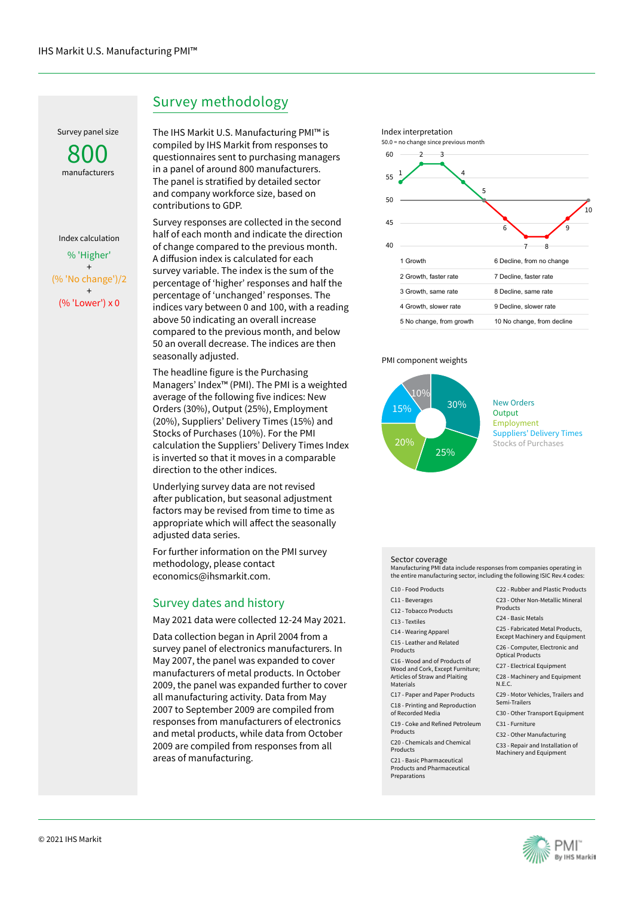## Survey methodology

Survey panel size

**800**

manufacturers

Index calculation

% 'Higher'
+
(% 'No change')/2
+
(% 'Lower') x 0

The IHS Markit U.S. Manufacturing PMI™ is compiled by IHS Markit from responses to questionnaires sent to purchasing managers in a panel of around 800 manufacturers. The panel is stratified by detailed sector and company workforce size, based on contributions to GDP.

Survey responses are collected in the second half of each month and indicate the direction of change compared to the previous month. A diffusion index is calculated for each survey variable. The index is the sum of the percentage of 'higher' responses and half the percentage of 'unchanged' responses. The indices vary between 0 and 100, with a reading above 50 indicating an overall increase compared to the previous month, and below 50 an overall decrease. The indices are then seasonally adjusted.

The headline figure is the Purchasing Managers' Index™ (PMI). The PMI is a weighted average of the following five indices: New Orders (30%), Output (25%), Employment (20%), Suppliers' Delivery Times (15%) and Stocks of Purchases (10%). For the PMI calculation the Suppliers' Delivery Times Index is inverted so that it moves in a comparable direction to the other indices.

Underlying survey data are not revised after publication, but seasonal adjustment factors may be revised from time to time as appropriate which will affect the seasonally adjusted data series.

For further information on the PMI survey methodology, please contact economics@ihsmarkit.com.

Index interpretation

50.0 = no change since previous month

| | |
|---|---|
| 1 Growth | 6 Decline, from no change |
| 2 Growth, faster rate | 7 Decline, faster rate |
| 3 Growth, same rate | 8 Decline, same rate |
| 4 Growth, slower rate | 9 Decline, slower rate |
| 5 No change, from growth | 10 No change, from decline |

PMI component weights

- New Orders: 30%
- Output: 25%
- Employment: 20%
- Suppliers' Delivery Times: 15%
- Stocks of Purchases: 10%

## Survey dates and history

May 2021 data were collected 12-24 May 2021.

Data collection began in April 2004 from a survey panel of electronics manufacturers. In May 2007, the panel was expanded to cover manufacturers of metal products. In October 2009, the panel was expanded further to cover all manufacturing activity. Data from May 2007 to September 2009 are compiled from responses from manufacturers of electronics and metal products, while data from October 2009 are compiled from responses from all areas of manufacturing.

Sector coverage

Manufacturing PMI data include responses from companies operating in the entire manufacturing sector, including the following ISIC Rev.4 codes:

- C10 - Food Products
- C11 - Beverages
- C12 - Tobacco Products
- C13 - Textiles
- C14 - Wearing Apparel
- C15 - Leather and Related Products
- C16 - Wood and of Products of Wood and Cork, Except Furniture; Articles of Straw and Plaiting Materials
- C17 - Paper and Paper Products
- C18 - Printing and Reproduction of Recorded Media
- C19 - Coke and Refined Petroleum Products
- C20 - Chemicals and Chemical Products
- C21 - Basic Pharmaceutical Products and Pharmaceutical Preparations
- C22 - Rubber and Plastic Products
- C23 - Other Non-Metallic Mineral Products
- C24 - Basic Metals
- C25 - Fabricated Metal Products, Except Machinery and Equipment
- C26 - Computer, Electronic and Optical Products
- C27 - Electrical Equipment
- C28 - Machinery and Equipment N.E.C.
- C29 - Motor Vehicles, Trailers and Semi-Trailers
- C30 - Other Transport Equipment
- C31 - Furniture
- C32 - Other Manufacturing
- C33 - Repair and Installation of Machinery and Equipment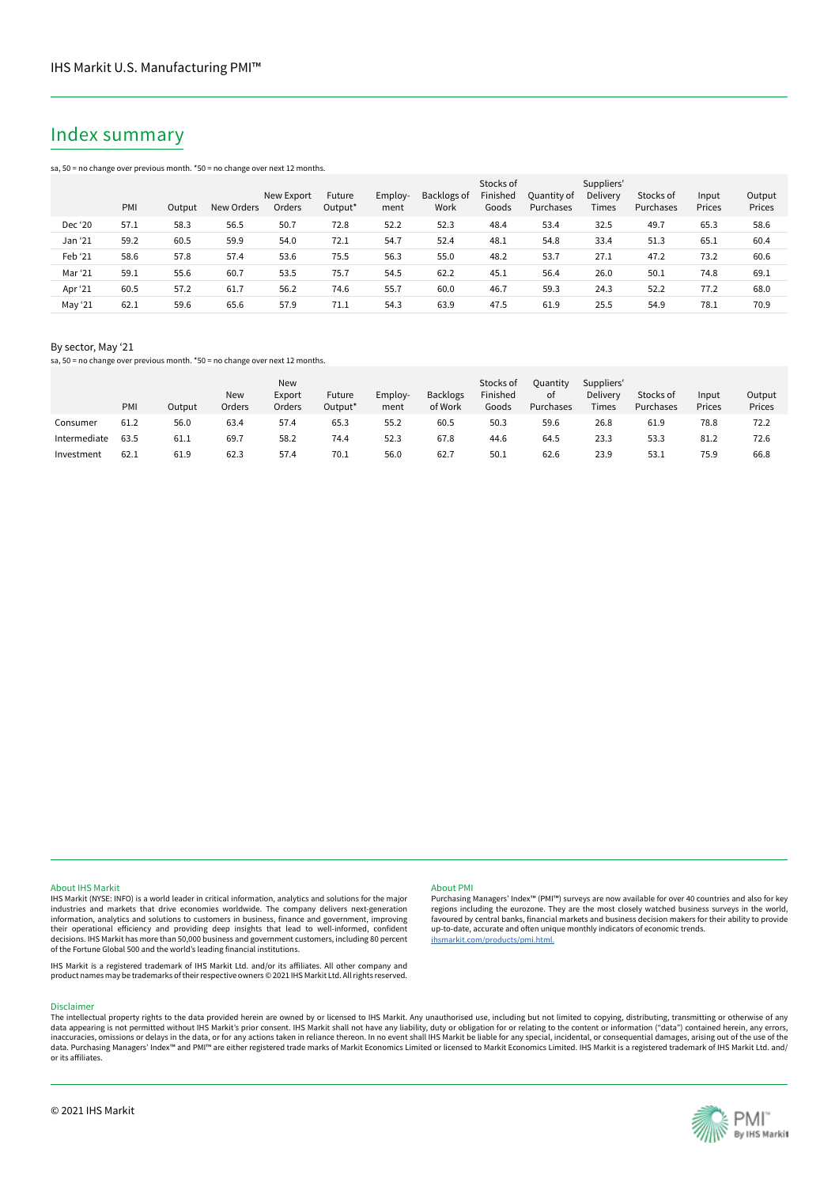## Index summary

sa, 50 = no change over previous month. *50 = no change over next 12 months.

| | PMI | Output | New Orders | New Export Orders | Future Output* | Employ-ment | Backlogs of Work | Stocks of Finished Goods | Quantity of Purchases | Suppliers' Delivery Times | Stocks of Purchases | Input Prices | Output Prices |
|---|---|---|---|---|---|---|---|---|---|---|---|---|---|
| Dec '20 | 57.1 | 58.3 | 56.5 | 50.7 | 72.8 | 52.2 | 52.3 | 48.4 | 53.4 | 32.5 | 49.7 | 65.3 | 58.6 |
| Jan '21 | 59.2 | 60.5 | 59.9 | 54.0 | 72.1 | 54.7 | 52.4 | 48.1 | 54.8 | 33.4 | 51.3 | 65.1 | 60.4 |
| Feb '21 | 58.6 | 57.8 | 57.4 | 53.6 | 75.5 | 56.3 | 55.0 | 48.2 | 53.7 | 27.1 | 47.2 | 73.2 | 60.6 |
| Mar '21 | 59.1 | 55.6 | 60.7 | 53.5 | 75.7 | 54.5 | 62.2 | 45.1 | 56.4 | 26.0 | 50.1 | 74.8 | 69.1 |
| Apr '21 | 60.5 | 57.2 | 61.7 | 56.2 | 74.6 | 55.7 | 60.0 | 46.7 | 59.3 | 24.3 | 52.2 | 77.2 | 68.0 |
| May '21 | 62.1 | 59.6 | 65.6 | 57.9 | 71.1 | 54.3 | 63.9 | 47.5 | 61.9 | 25.5 | 54.9 | 78.1 | 70.9 |

By sector, May '21

sa, 50 = no change over previous month. *50 = no change over next 12 months.

| | PMI | Output | New Orders | New Export Orders | Future Output* | Employ-ment | Backlogs of Work | Stocks of Finished Goods | Quantity of Purchases | Suppliers' Delivery Times | Stocks of Purchases | Input Prices | Output Prices |
|---|---|---|---|---|---|---|---|---|---|---|---|---|---|
| Consumer | 61.2 | 56.0 | 63.4 | 57.4 | 65.3 | 55.2 | 60.5 | 50.3 | 59.6 | 26.8 | 61.9 | 78.8 | 72.2 |
| Intermediate | 63.5 | 61.1 | 69.7 | 58.2 | 74.4 | 52.3 | 67.8 | 44.6 | 64.5 | 23.3 | 53.3 | 81.2 | 72.6 |
| Investment | 62.1 | 61.9 | 62.3 | 57.4 | 70.1 | 56.0 | 62.7 | 50.1 | 62.6 | 23.9 | 53.1 | 75.9 | 66.8 |

### About IHS Markit

IHS Markit (NYSE: INFO) is a world leader in critical information, analytics and solutions for the major industries and markets that drive economies worldwide. The company delivers next-generation information, analytics and solutions to customers in business, finance and government, improving their operational efficiency and providing deep insights that lead to well-informed, confident decisions. IHS Markit has more than 50,000 business and government customers, including 80 percent of the Fortune Global 500 and the world's leading financial institutions.

IHS Markit is a registered trademark of IHS Markit Ltd. and/or its affiliates. All other company and product names may be trademarks of their respective owners © 2021 IHS Markit Ltd. All rights reserved.

### About PMI

Purchasing Managers' Index™ (PMI™) surveys are now available for over 40 countries and also for key regions including the eurozone. They are the most closely watched business surveys in the world, favoured by central banks, financial markets and business decision makers for their ability to provide up-to-date, accurate and often unique monthly indicators of economic trends. ihsmarkit.com/products/pmi.html.

### Disclaimer

The intellectual property rights to the data provided herein are owned by or licensed to IHS Markit. Any unauthorised use, including but not limited to copying, distributing, transmitting or otherwise of any data appearing is not permitted without IHS Markit's prior consent. IHS Markit shall not have any liability, duty or obligation for or relating to the content or information ("data") contained herein, any errors, inaccuracies, omissions or delays in the data, or for any actions taken in reliance thereon. In no event shall IHS Markit be liable for any special, incidental, or consequential damages, arising out of the use of the data. Purchasing Managers' Index™ and PMI™ are either registered trade marks of Markit Economics Limited or licensed to Markit Economics Limited. IHS Markit is a registered trademark of IHS Markit Ltd. and/or its affiliates.

© 2021 IHS Markit